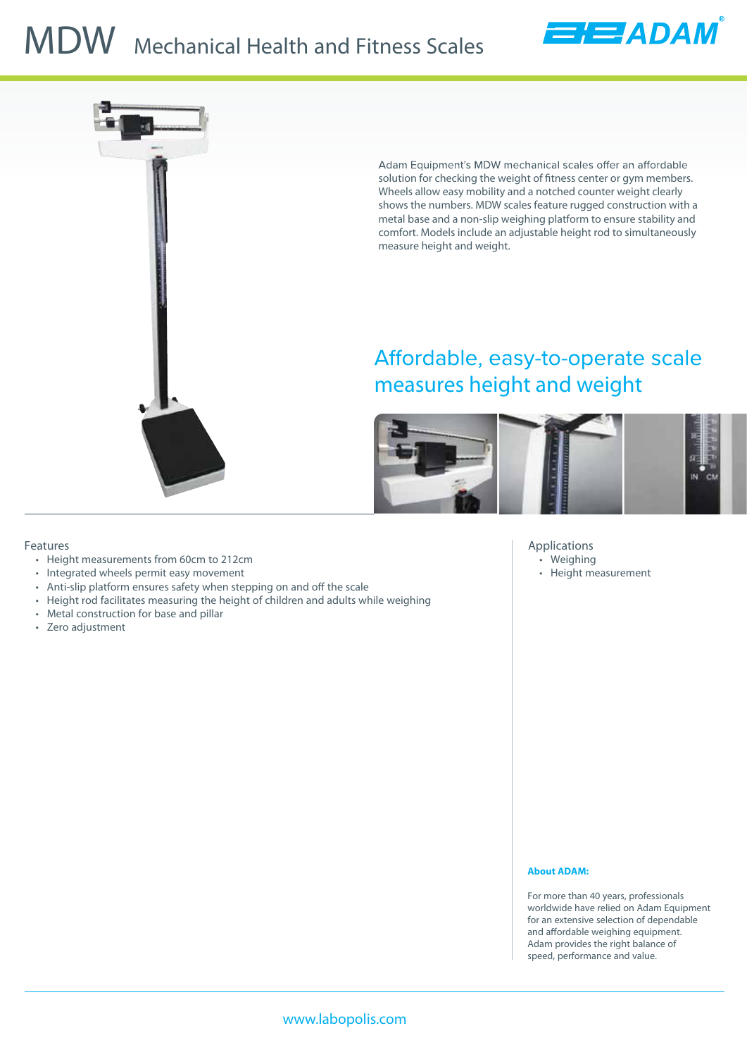# MDW Mechanical Health and Fitness Scales

Adam Equipment's MDW mechanical scales offer an affordable solution for checking the weight of fitness center or gym members. Wheels allow easy mobility and a notched counter weight clearly shows the numbers. MDW scales feature rugged construction with a metal base and a non-slip weighing platform to ensure stability and comfort. Models include an adjustable height rod to simultaneously measure height and weight.

## Affordable, easy-to-operate scale measures height and weight

### Features

- Height measurements from 60cm to 212cm
- Integrated wheels permit easy movement
- Anti-slip platform ensures safety when stepping on and off the scale
- Height rod facilitates measuring the height of children and adults while weighing
- Metal construction for base and pillar
- Zero adjustment

### Applications

- Weighing
- Height measurement

**About ADAM:**

For more than 40 years, professionals worldwide have relied on Adam Equipment for an extensive selection of dependable and affordable weighing equipment. Adam provides the right balance of speed, performance and value.

www.labopolis.com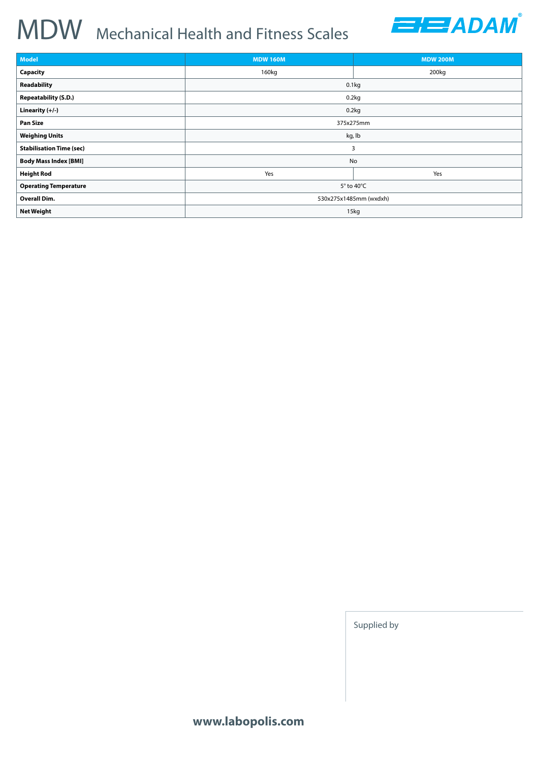# MDW Mechanical Health and Fitness Scales

| Model | MDW 160M | MDW 200M |
|---|---|---|
| Capacity | 160kg | 200kg |
| Readability | 0.1kg | |
| Repeatability (S.D.) | 0.2kg | |
| Linearity (+/-) | 0.2kg | |
| Pan Size | 375x275mm | |
| Weighing Units | kg, lb | |
| Stabilisation Time (sec) | 3 | |
| Body Mass Index [BMI] | No | |
| Height Rod | Yes | Yes |
| Operating Temperature | 5° to 40°C | |
| Overall Dim. | 530x275x1485mm (wxdxh) | |
| Net Weight | 15kg | |

Supplied by

**www.labopolis.com**